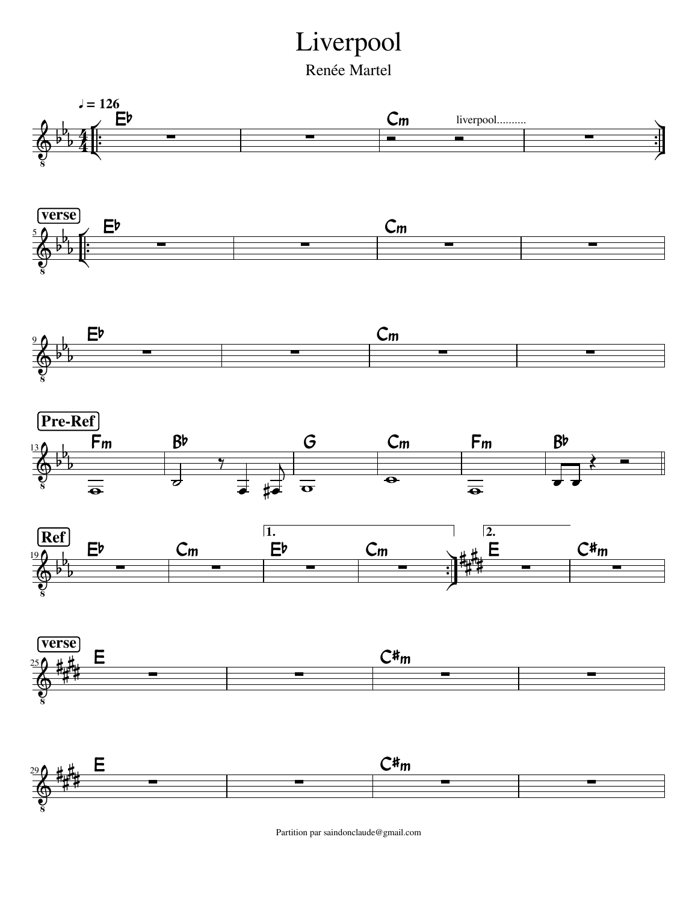# Liverpool

Renée Martel

♩ = 126

Eb | Cm liverpool.......... |

**verse**

Eb | | Cm | |

Eb | | Cm | |

**Pre-Ref**

Fm | Bb | G | Cm | Fm | Bb

**Ref**

Eb | Cm | 1. Eb | Cm :| 2. E | C#m

**verse**

E | | C#m | |

E | | C#m | |

Partition par saindonclaude@gmail.com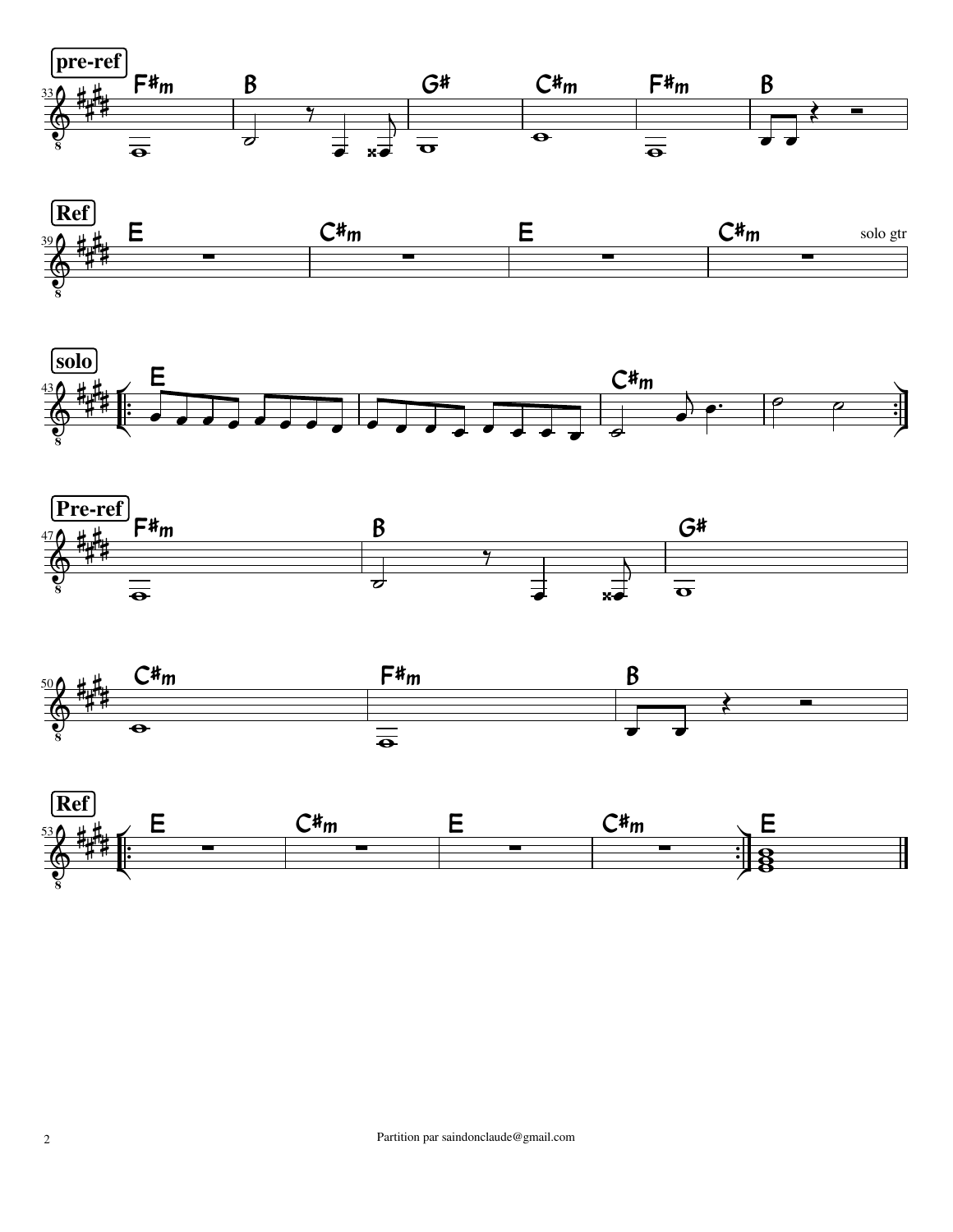**pre-ref**

F#m | B | G# | C#m | F#m | B

**Ref**

E | C#m | E | C#m

solo gtr

**solo**

E | | C#m |

**Pre-ref**

F#m | B | G#

C#m | F#m | B

**Ref**

E | C#m | E | C#m | E

Partition par saindonclaude@gmail.com